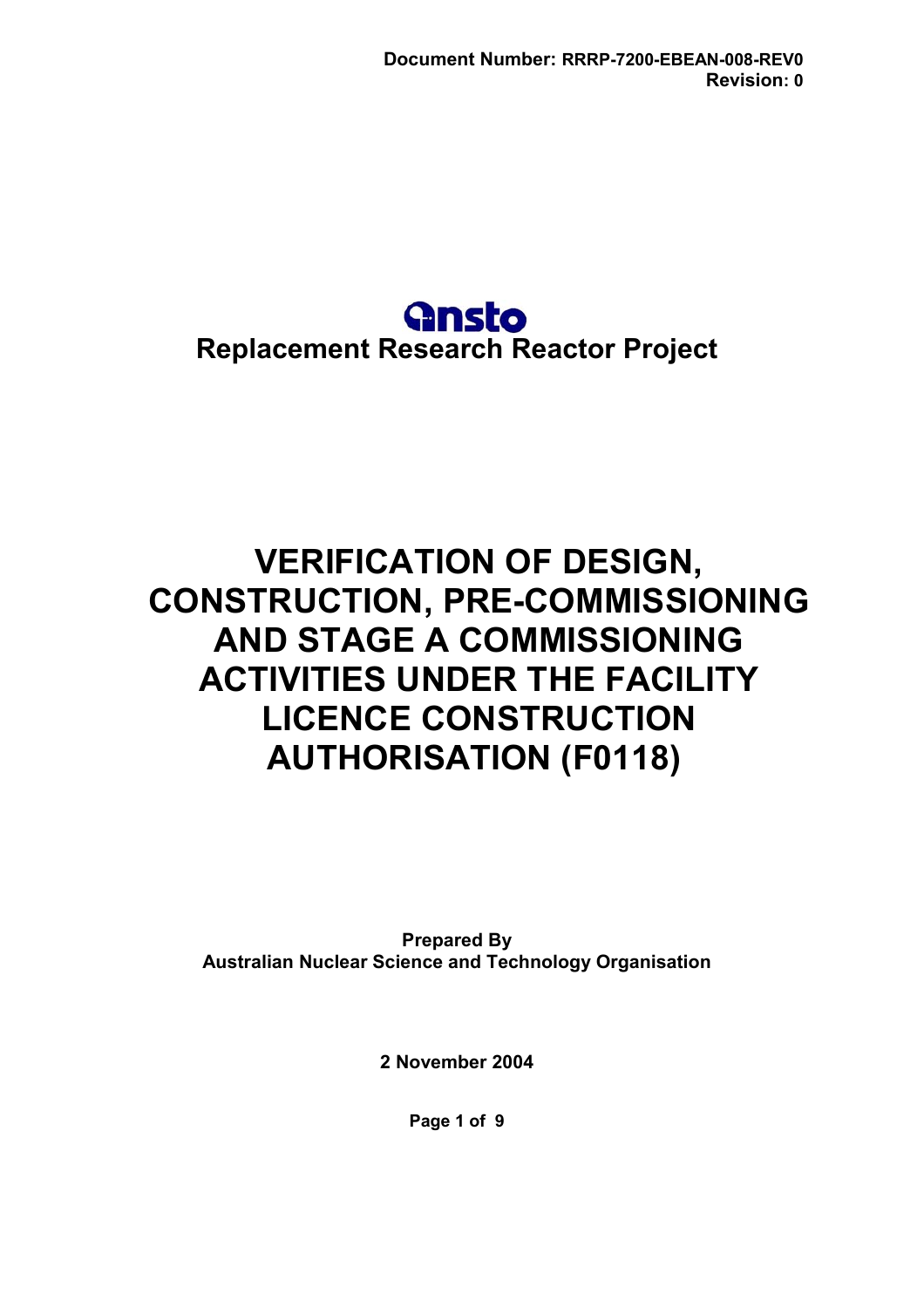Document Number: RRRP-7200-EBEAN-008-REV0
Revision: 0

ansto

**Replacement Research Reactor Project**

# VERIFICATION OF DESIGN, CONSTRUCTION, PRE-COMMISSIONING AND STAGE A COMMISSIONING ACTIVITIES UNDER THE FACILITY LICENCE CONSTRUCTION AUTHORISATION (F0118)

**Prepared By**
**Australian Nuclear Science and Technology Organisation**

**2 November 2004**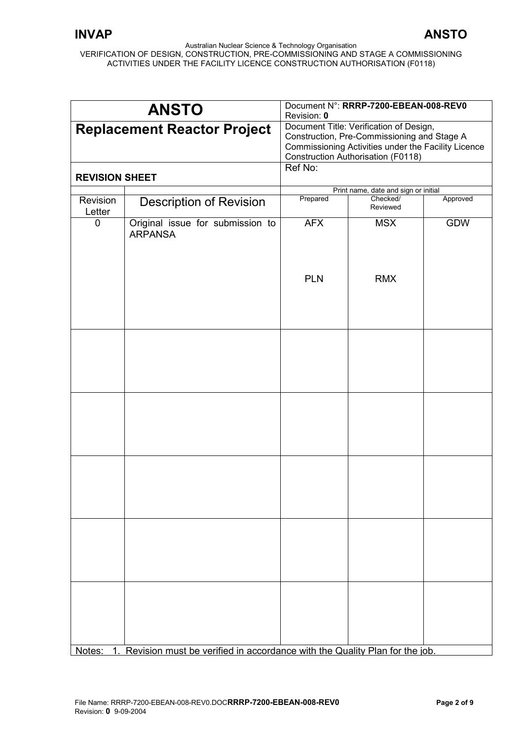| ANSTO | Document N°: **RRRP-7200-EBEAN-008-REV0** Revision: **0** | | |
|---|---|---|---|
| **Replacement Reactor Project** | Document Title: Verification of Design, Construction, Pre-Commissioning and Stage A Commissioning Activities under the Facility Licence Construction Authorisation (F0118) | | |
| **REVISION SHEET** | Ref No: | | |

| Revision Letter | Description of Revision | Prepared | Checked/ Reviewed | Approved |
|---|---|---|---|---|
| | | Print name, date and sign or initial | | |
| 0 | Original issue for submission to ARPANSA | AFX<br><br>PLN | MSX<br><br>RMX | GDW |
| | | | | |
| | | | | |
| | | | | |
| | | | | |
| | | | | |

Notes: 1. Revision must be verified in accordance with the Quality Plan for the job.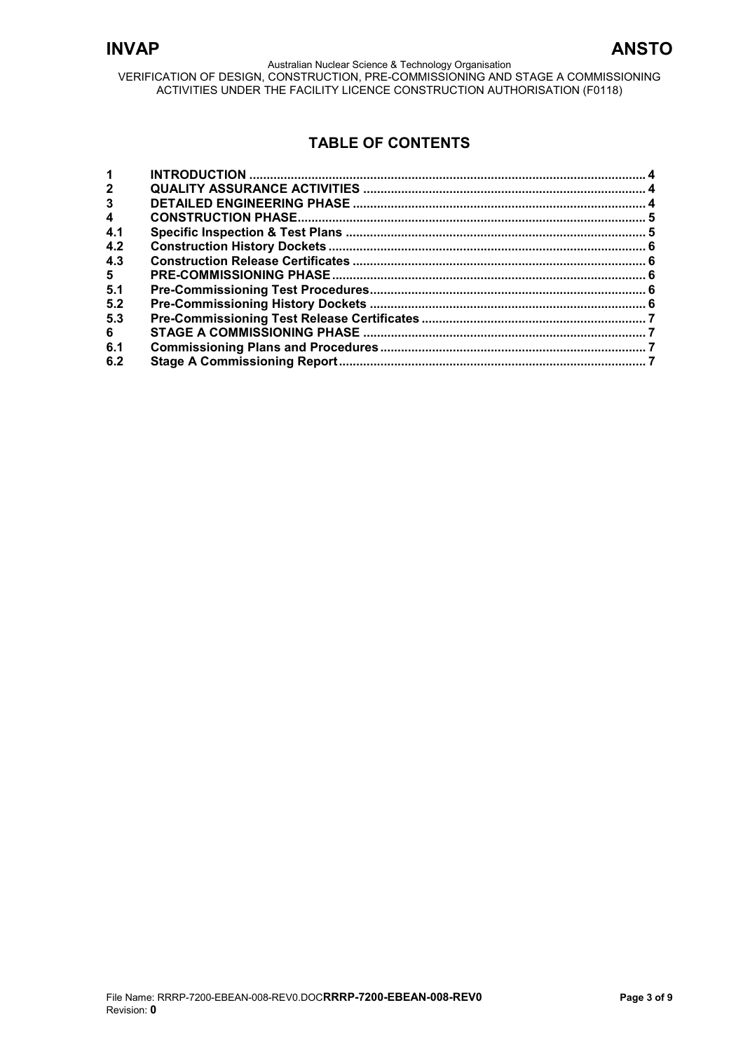# TABLE OF CONTENTS

| | | |
|---|---|---|
| 1 | INTRODUCTION | 4 |
| 2 | QUALITY ASSURANCE ACTIVITIES | 4 |
| 3 | DETAILED ENGINEERING PHASE | 4 |
| 4 | CONSTRUCTION PHASE | 5 |
| 4.1 | Specific Inspection & Test Plans | 5 |
| 4.2 | Construction History Dockets | 6 |
| 4.3 | Construction Release Certificates | 6 |
| 5 | PRE-COMMISSIONING PHASE | 6 |
| 5.1 | Pre-Commissioning Test Procedures | 6 |
| 5.2 | Pre-Commissioning History Dockets | 6 |
| 5.3 | Pre-Commissioning Test Release Certificates | 7 |
| 6 | STAGE A COMMISSIONING PHASE | 7 |
| 6.1 | Commissioning Plans and Procedures | 7 |
| 6.2 | Stage A Commissioning Report | 7 |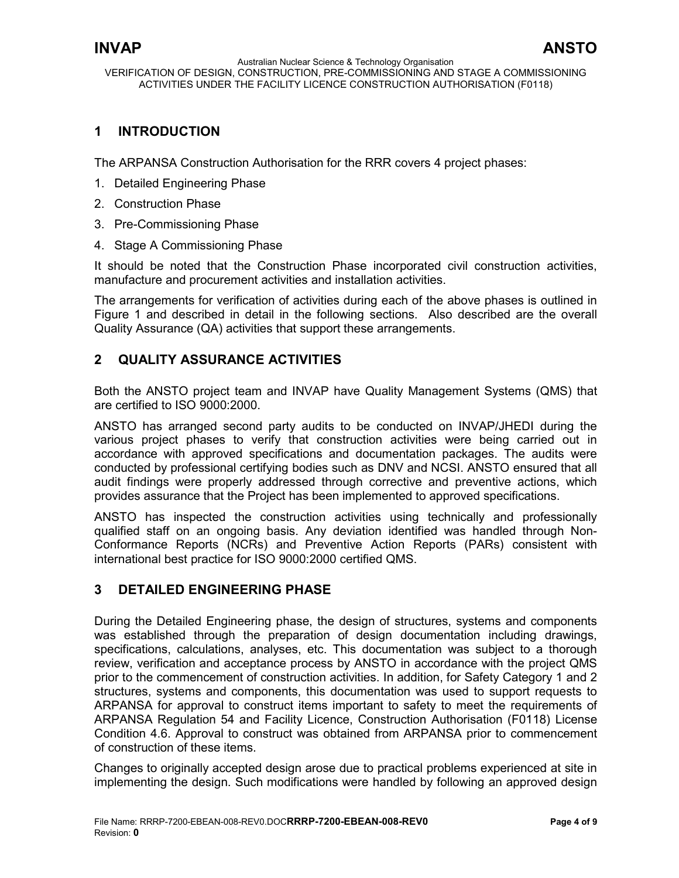## 1 INTRODUCTION

The ARPANSA Construction Authorisation for the RRR covers 4 project phases:

1. Detailed Engineering Phase
2. Construction Phase
3. Pre-Commissioning Phase
4. Stage A Commissioning Phase

It should be noted that the Construction Phase incorporated civil construction activities, manufacture and procurement activities and installation activities.

The arrangements for verification of activities during each of the above phases is outlined in Figure 1 and described in detail in the following sections. Also described are the overall Quality Assurance (QA) activities that support these arrangements.

## 2 QUALITY ASSURANCE ACTIVITIES

Both the ANSTO project team and INVAP have Quality Management Systems (QMS) that are certified to ISO 9000:2000.

ANSTO has arranged second party audits to be conducted on INVAP/JHEDI during the various project phases to verify that construction activities were being carried out in accordance with approved specifications and documentation packages. The audits were conducted by professional certifying bodies such as DNV and NCSI. ANSTO ensured that all audit findings were properly addressed through corrective and preventive actions, which provides assurance that the Project has been implemented to approved specifications.

ANSTO has inspected the construction activities using technically and professionally qualified staff on an ongoing basis. Any deviation identified was handled through Non-Conformance Reports (NCRs) and Preventive Action Reports (PARs) consistent with international best practice for ISO 9000:2000 certified QMS.

## 3 DETAILED ENGINEERING PHASE

During the Detailed Engineering phase, the design of structures, systems and components was established through the preparation of design documentation including drawings, specifications, calculations, analyses, etc. This documentation was subject to a thorough review, verification and acceptance process by ANSTO in accordance with the project QMS prior to the commencement of construction activities. In addition, for Safety Category 1 and 2 structures, systems and components, this documentation was used to support requests to ARPANSA for approval to construct items important to safety to meet the requirements of ARPANSA Regulation 54 and Facility Licence, Construction Authorisation (F0118) License Condition 4.6. Approval to construct was obtained from ARPANSA prior to commencement of construction of these items.

Changes to originally accepted design arose due to practical problems experienced at site in implementing the design. Such modifications were handled by following an approved design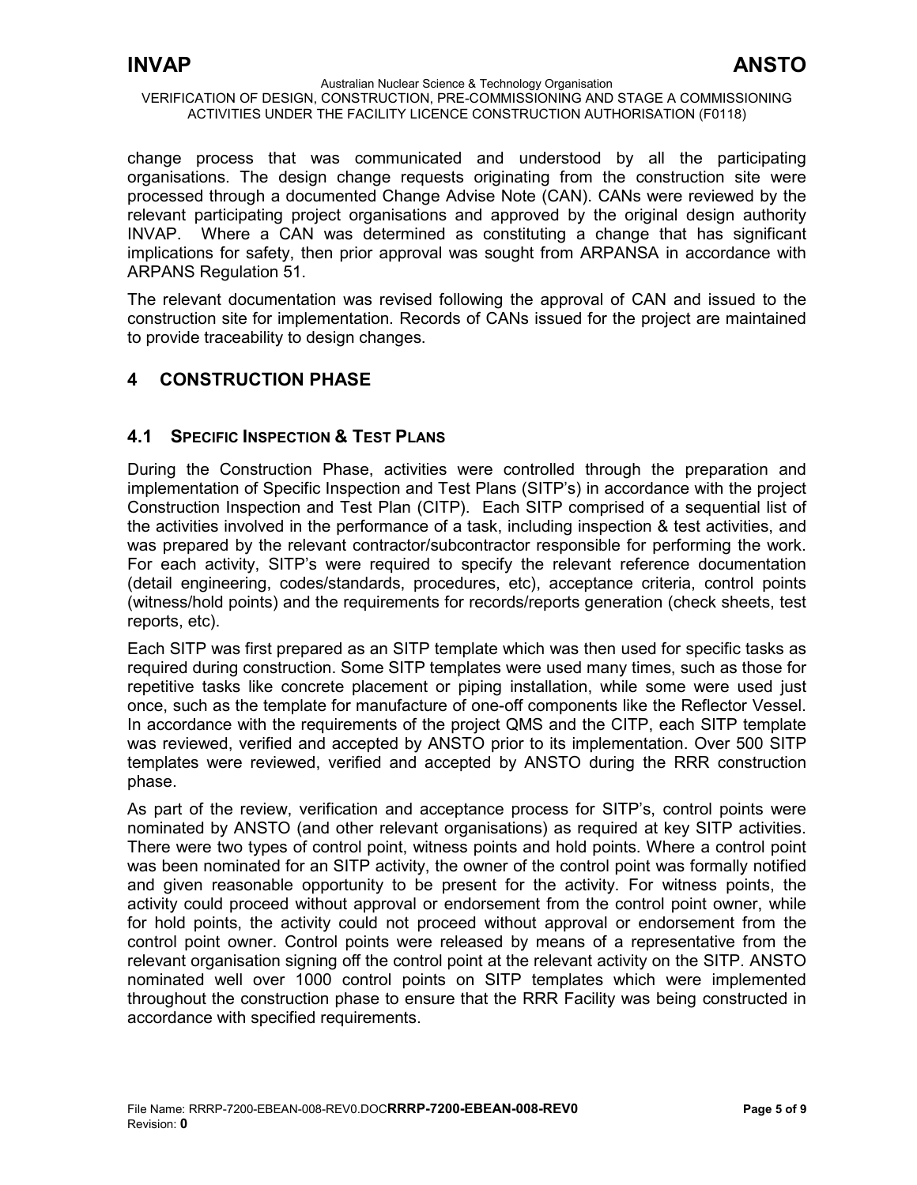change process that was communicated and understood by all the participating organisations. The design change requests originating from the construction site were processed through a documented Change Advise Note (CAN). CANs were reviewed by the relevant participating project organisations and approved by the original design authority INVAP. Where a CAN was determined as constituting a change that has significant implications for safety, then prior approval was sought from ARPANSA in accordance with ARPANS Regulation 51.

The relevant documentation was revised following the approval of CAN and issued to the construction site for implementation. Records of CANs issued for the project are maintained to provide traceability to design changes.

# 4 CONSTRUCTION PHASE

## 4.1 SPECIFIC INSPECTION & TEST PLANS

During the Construction Phase, activities were controlled through the preparation and implementation of Specific Inspection and Test Plans (SITP's) in accordance with the project Construction Inspection and Test Plan (CITP). Each SITP comprised of a sequential list of the activities involved in the performance of a task, including inspection & test activities, and was prepared by the relevant contractor/subcontractor responsible for performing the work. For each activity, SITP's were required to specify the relevant reference documentation (detail engineering, codes/standards, procedures, etc), acceptance criteria, control points (witness/hold points) and the requirements for records/reports generation (check sheets, test reports, etc).

Each SITP was first prepared as an SITP template which was then used for specific tasks as required during construction. Some SITP templates were used many times, such as those for repetitive tasks like concrete placement or piping installation, while some were used just once, such as the template for manufacture of one-off components like the Reflector Vessel. In accordance with the requirements of the project QMS and the CITP, each SITP template was reviewed, verified and accepted by ANSTO prior to its implementation. Over 500 SITP templates were reviewed, verified and accepted by ANSTO during the RRR construction phase.

As part of the review, verification and acceptance process for SITP's, control points were nominated by ANSTO (and other relevant organisations) as required at key SITP activities. There were two types of control point, witness points and hold points. Where a control point was been nominated for an SITP activity, the owner of the control point was formally notified and given reasonable opportunity to be present for the activity. For witness points, the activity could proceed without approval or endorsement from the control point owner, while for hold points, the activity could not proceed without approval or endorsement from the control point owner. Control points were released by means of a representative from the relevant organisation signing off the control point at the relevant activity on the SITP. ANSTO nominated well over 1000 control points on SITP templates which were implemented throughout the construction phase to ensure that the RRR Facility was being constructed in accordance with specified requirements.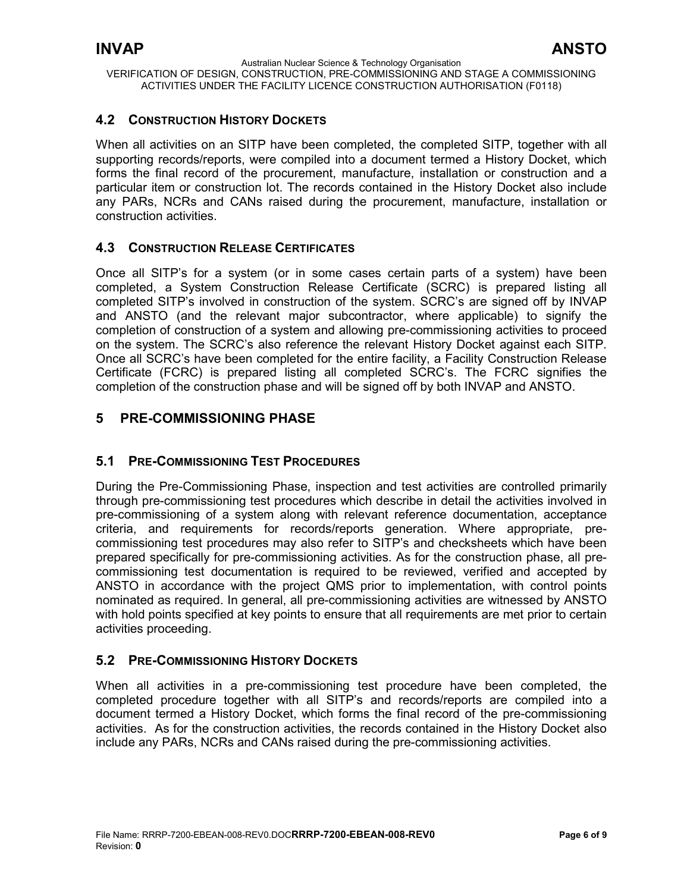## 4.2 Construction History Dockets

When all activities on an SITP have been completed, the completed SITP, together with all supporting records/reports, were compiled into a document termed a History Docket, which forms the final record of the procurement, manufacture, installation or construction and a particular item or construction lot. The records contained in the History Docket also include any PARs, NCRs and CANs raised during the procurement, manufacture, installation or construction activities.

## 4.3 Construction Release Certificates

Once all SITP's for a system (or in some cases certain parts of a system) have been completed, a System Construction Release Certificate (SCRC) is prepared listing all completed SITP's involved in construction of the system. SCRC's are signed off by INVAP and ANSTO (and the relevant major subcontractor, where applicable) to signify the completion of construction of a system and allowing pre-commissioning activities to proceed on the system. The SCRC's also reference the relevant History Docket against each SITP. Once all SCRC's have been completed for the entire facility, a Facility Construction Release Certificate (FCRC) is prepared listing all completed SCRC's. The FCRC signifies the completion of the construction phase and will be signed off by both INVAP and ANSTO.

# 5 PRE-COMMISSIONING PHASE

## 5.1 Pre-Commissioning Test Procedures

During the Pre-Commissioning Phase, inspection and test activities are controlled primarily through pre-commissioning test procedures which describe in detail the activities involved in pre-commissioning of a system along with relevant reference documentation, acceptance criteria, and requirements for records/reports generation. Where appropriate, pre-commissioning test procedures may also refer to SITP's and checksheets which have been prepared specifically for pre-commissioning activities. As for the construction phase, all pre-commissioning test documentation is required to be reviewed, verified and accepted by ANSTO in accordance with the project QMS prior to implementation, with control points nominated as required. In general, all pre-commissioning activities are witnessed by ANSTO with hold points specified at key points to ensure that all requirements are met prior to certain activities proceeding.

## 5.2 Pre-Commissioning History Dockets

When all activities in a pre-commissioning test procedure have been completed, the completed procedure together with all SITP's and records/reports are compiled into a document termed a History Docket, which forms the final record of the pre-commissioning activities. As for the construction activities, the records contained in the History Docket also include any PARs, NCRs and CANs raised during the pre-commissioning activities.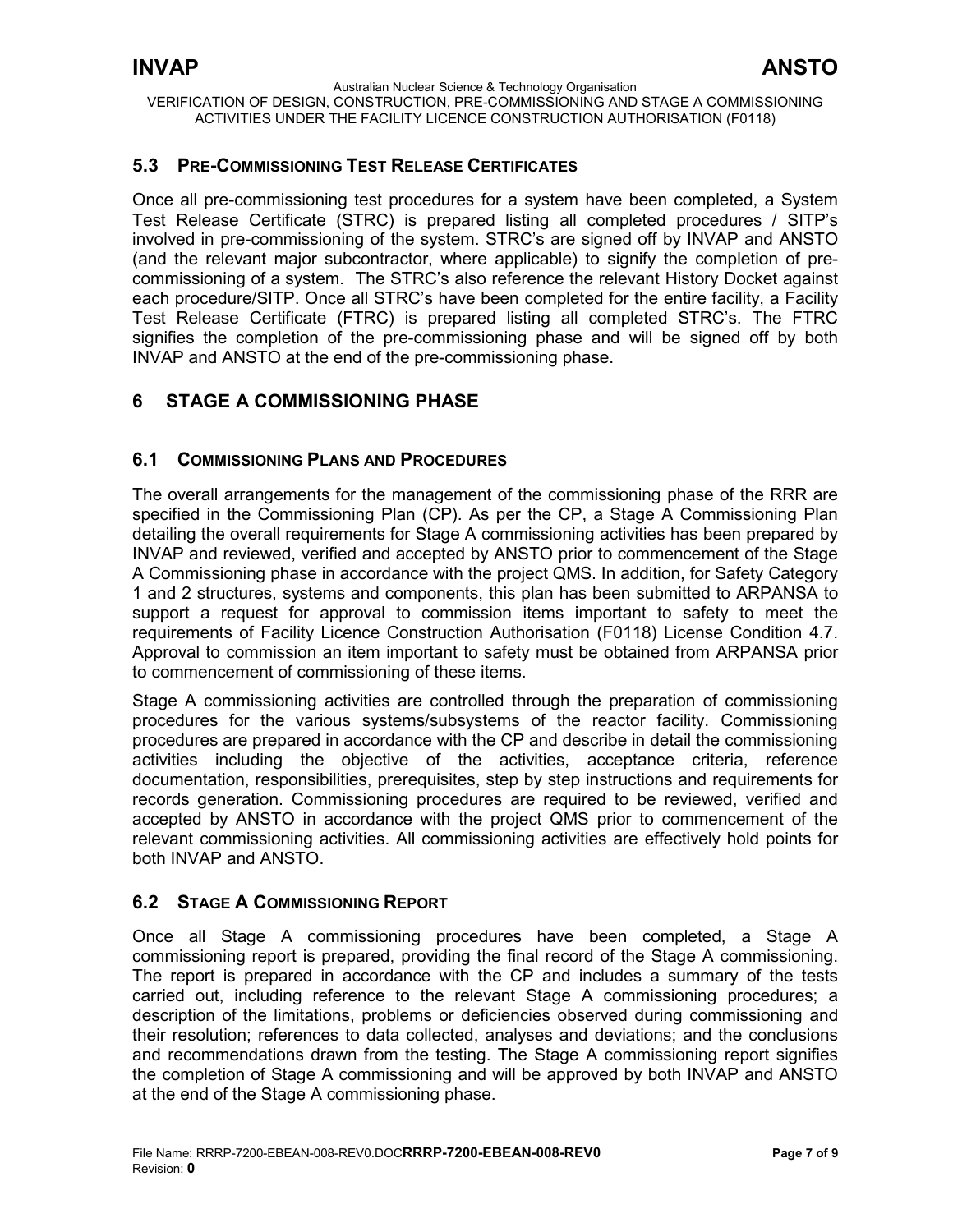### 5.3 PRE-COMMISSIONING TEST RELEASE CERTIFICATES

Once all pre-commissioning test procedures for a system have been completed, a System Test Release Certificate (STRC) is prepared listing all completed procedures / SITP's involved in pre-commissioning of the system. STRC's are signed off by INVAP and ANSTO (and the relevant major subcontractor, where applicable) to signify the completion of pre-commissioning of a system. The STRC's also reference the relevant History Docket against each procedure/SITP. Once all STRC's have been completed for the entire facility, a Facility Test Release Certificate (FTRC) is prepared listing all completed STRC's. The FTRC signifies the completion of the pre-commissioning phase and will be signed off by both INVAP and ANSTO at the end of the pre-commissioning phase.

## 6 STAGE A COMMISSIONING PHASE

### 6.1 COMMISSIONING PLANS AND PROCEDURES

The overall arrangements for the management of the commissioning phase of the RRR are specified in the Commissioning Plan (CP). As per the CP, a Stage A Commissioning Plan detailing the overall requirements for Stage A commissioning activities has been prepared by INVAP and reviewed, verified and accepted by ANSTO prior to commencement of the Stage A Commissioning phase in accordance with the project QMS. In addition, for Safety Category 1 and 2 structures, systems and components, this plan has been submitted to ARPANSA to support a request for approval to commission items important to safety to meet the requirements of Facility Licence Construction Authorisation (F0118) License Condition 4.7. Approval to commission an item important to safety must be obtained from ARPANSA prior to commencement of commissioning of these items.

Stage A commissioning activities are controlled through the preparation of commissioning procedures for the various systems/subsystems of the reactor facility. Commissioning procedures are prepared in accordance with the CP and describe in detail the commissioning activities including the objective of the activities, acceptance criteria, reference documentation, responsibilities, prerequisites, step by step instructions and requirements for records generation. Commissioning procedures are required to be reviewed, verified and accepted by ANSTO in accordance with the project QMS prior to commencement of the relevant commissioning activities. All commissioning activities are effectively hold points for both INVAP and ANSTO.

### 6.2 STAGE A COMMISSIONING REPORT

Once all Stage A commissioning procedures have been completed, a Stage A commissioning report is prepared, providing the final record of the Stage A commissioning. The report is prepared in accordance with the CP and includes a summary of the tests carried out, including reference to the relevant Stage A commissioning procedures; a description of the limitations, problems or deficiencies observed during commissioning and their resolution; references to data collected, analyses and deviations; and the conclusions and recommendations drawn from the testing. The Stage A commissioning report signifies the completion of Stage A commissioning and will be approved by both INVAP and ANSTO at the end of the Stage A commissioning phase.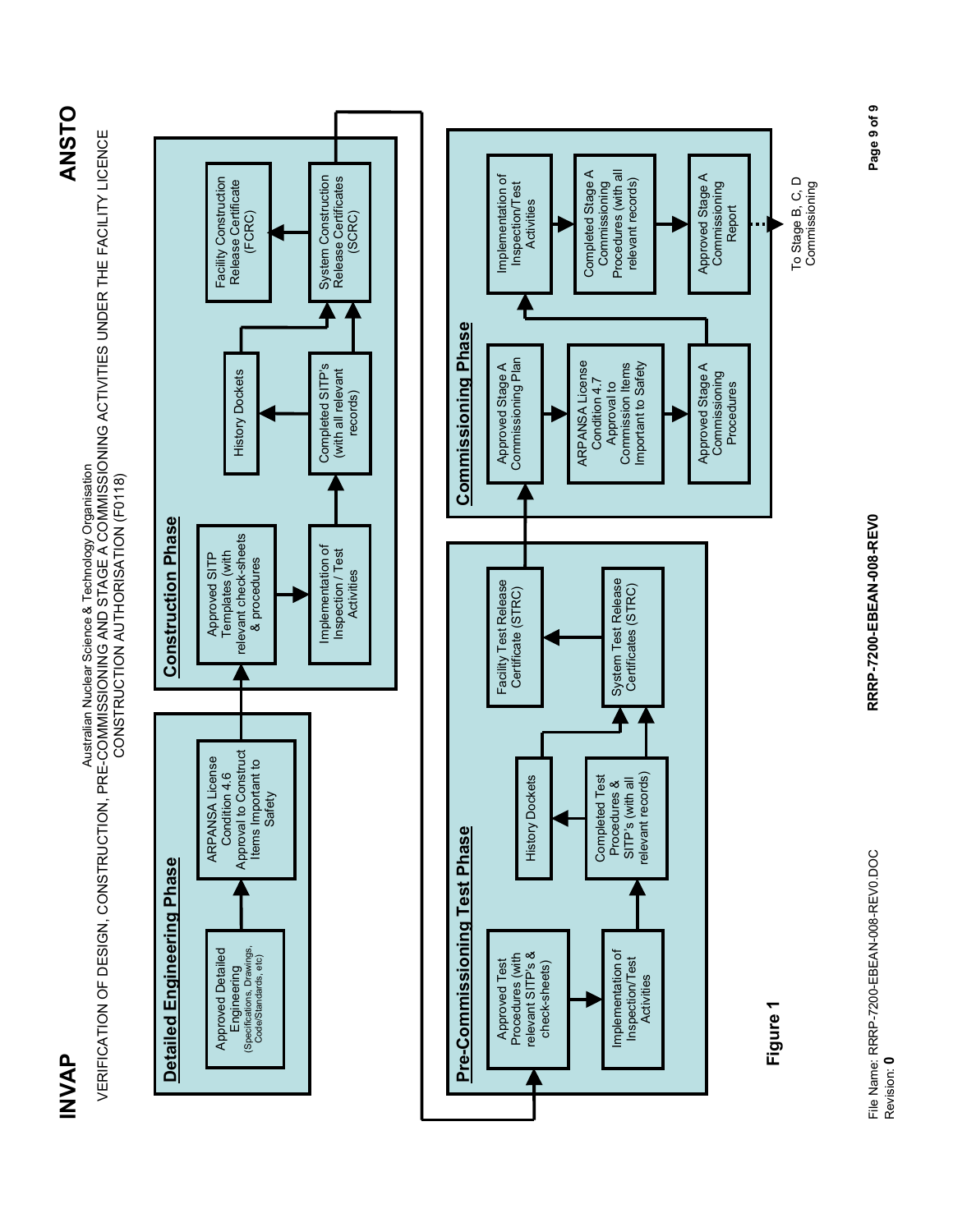Australian Nuclear Science & Technology Organisation

VERIFICATION OF DESIGN, CONSTRUCTION, PRE-COMMISSIONING AND STAGE A COMMISSIONING ACTIVITIES UNDER THE FACILITY LICENCE CONSTRUCTION AUTHORISATION (F0118)

**Detailed Engineering Phase**

Approved Detailed Engineering (Specifications, Drawings, Code/Standards, etc)

ARPANSA License Condition 4.6 Approval to Construct Items Important to Safety

**Construction Phase**

Approved SITP Templates (with relevant check-sheets & procedures)

Implementation of Inspection / Test Activities

Completed SITP's (with all relevant records)

History Dockets

System Construction Release Certificates (SCRC)

Facility Construction Release Certificate (FCRC)

**Pre-Commissioning Test Phase**

Approved Test Procedures (with relevant SITP's & check-sheets)

Implementation of Inspection/Test Activities

Completed Test Procedures & SITP's (with all relevant records)

History Dockets

System Test Release Certificates (STRC)

Facility Test Release Certificate (STRC)

**Commissioning Phase**

Approved Stage A Commissioning Plan

ARPANSA License Condition 4.7 Approval to Commission Items Important to Safety

Approved Stage A Commissioning Procedures

Implementation of Inspection/Test Activities

Completed Stage A Commissioning Procedures (with all relevant records)

Approved Stage A Commissioning Report

To Stage B, C, D Commissioning

**Figure 1**

RRRP-7200-EBEAN-008-REV0

File Name: RRRP-7200-EBEAN-008-REV0.DOC
Revision: **0**